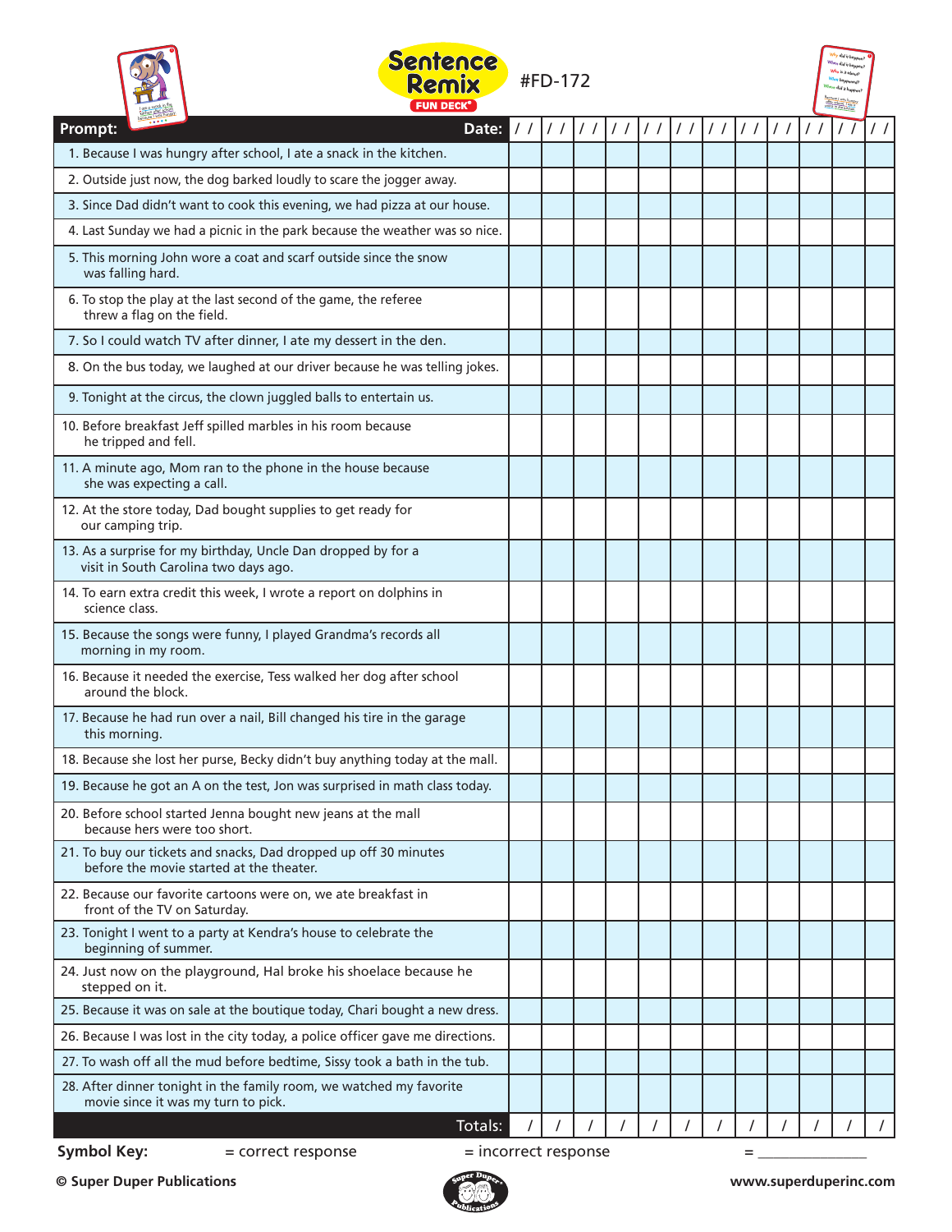# Sentence Remix

FUN DECK®

#FD-172

| Prompt: | Date: / / | / / | / / | / / | / / | / / | / / | / / | / / | / / | / / | / / |
|---|---|---|---|---|---|---|---|---|---|---|---|---|
| 1. Because I was hungry after school, I ate a snack in the kitchen. | | | | | | | | | | | | |
| 2. Outside just now, the dog barked loudly to scare the jogger away. | | | | | | | | | | | | |
| 3. Since Dad didn't want to cook this evening, we had pizza at our house. | | | | | | | | | | | | |
| 4. Last Sunday we had a picnic in the park because the weather was so nice. | | | | | | | | | | | | |
| 5. This morning John wore a coat and scarf outside since the snow was falling hard. | | | | | | | | | | | | |
| 6. To stop the play at the last second of the game, the referee threw a flag on the field. | | | | | | | | | | | | |
| 7. So I could watch TV after dinner, I ate my dessert in the den. | | | | | | | | | | | | |
| 8. On the bus today, we laughed at our driver because he was telling jokes. | | | | | | | | | | | | |
| 9. Tonight at the circus, the clown juggled balls to entertain us. | | | | | | | | | | | | |
| 10. Before breakfast Jeff spilled marbles in his room because he tripped and fell. | | | | | | | | | | | | |
| 11. A minute ago, Mom ran to the phone in the house because she was expecting a call. | | | | | | | | | | | | |
| 12. At the store today, Dad bought supplies to get ready for our camping trip. | | | | | | | | | | | | |
| 13. As a surprise for my birthday, Uncle Dan dropped by for a visit in South Carolina two days ago. | | | | | | | | | | | | |
| 14. To earn extra credit this week, I wrote a report on dolphins in science class. | | | | | | | | | | | | |
| 15. Because the songs were funny, I played Grandma's records all morning in my room. | | | | | | | | | | | | |
| 16. Because it needed the exercise, Tess walked her dog after school around the block. | | | | | | | | | | | | |
| 17. Because he had run over a nail, Bill changed his tire in the garage this morning. | | | | | | | | | | | | |
| 18. Because she lost her purse, Becky didn't buy anything today at the mall. | | | | | | | | | | | | |
| 19. Because he got an A on the test, Jon was surprised in math class today. | | | | | | | | | | | | |
| 20. Before school started Jenna bought new jeans at the mall because hers were too short. | | | | | | | | | | | | |
| 21. To buy our tickets and snacks, Dad dropped up off 30 minutes before the movie started at the theater. | | | | | | | | | | | | |
| 22. Because our favorite cartoons were on, we ate breakfast in front of the TV on Saturday. | | | | | | | | | | | | |
| 23. Tonight I went to a party at Kendra's house to celebrate the beginning of summer. | | | | | | | | | | | | |
| 24. Just now on the playground, Hal broke his shoelace because he stepped on it. | | | | | | | | | | | | |
| 25. Because it was on sale at the boutique today, Chari bought a new dress. | | | | | | | | | | | | |
| 26. Because I was lost in the city today, a police officer gave me directions. | | | | | | | | | | | | |
| 27. To wash off all the mud before bedtime, Sissy took a bath in the tub. | | | | | | | | | | | | |
| 28. After dinner tonight in the family room, we watched my favorite movie since it was my turn to pick. | | | | | | | | | | | | |
| Totals: | / | / | / | / | / | / | / | / | / | / | / | / |

**Symbol Key:** = correct response = incorrect response = ____________

**© Super Duper Publications** www.superduperinc.com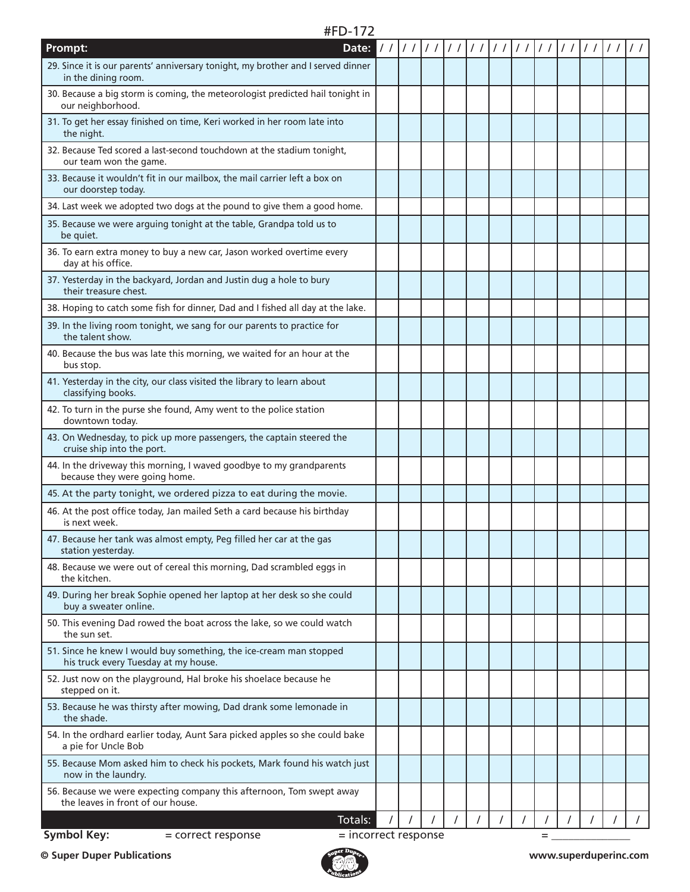#FD-172

| Prompt: Date: | / / | / / | / / | / / | / / | / / | / / | / / | / / | / / | / / | / / |
|---|---|---|---|---|---|---|---|---|---|---|---|---|
| 29. Since it is our parents' anniversary tonight, my brother and I served dinner in the dining room. | | | | | | | | | | | | |
| 30. Because a big storm is coming, the meteorologist predicted hail tonight in our neighborhood. | | | | | | | | | | | | |
| 31. To get her essay finished on time, Keri worked in her room late into the night. | | | | | | | | | | | | |
| 32. Because Ted scored a last-second touchdown at the stadium tonight, our team won the game. | | | | | | | | | | | | |
| 33. Because it wouldn't fit in our mailbox, the mail carrier left a box on our doorstep today. | | | | | | | | | | | | |
| 34. Last week we adopted two dogs at the pound to give them a good home. | | | | | | | | | | | | |
| 35. Because we were arguing tonight at the table, Grandpa told us to be quiet. | | | | | | | | | | | | |
| 36. To earn extra money to buy a new car, Jason worked overtime every day at his office. | | | | | | | | | | | | |
| 37. Yesterday in the backyard, Jordan and Justin dug a hole to bury their treasure chest. | | | | | | | | | | | | |
| 38. Hoping to catch some fish for dinner, Dad and I fished all day at the lake. | | | | | | | | | | | | |
| 39. In the living room tonight, we sang for our parents to practice for the talent show. | | | | | | | | | | | | |
| 40. Because the bus was late this morning, we waited for an hour at the bus stop. | | | | | | | | | | | | |
| 41. Yesterday in the city, our class visited the library to learn about classifying books. | | | | | | | | | | | | |
| 42. To turn in the purse she found, Amy went to the police station downtown today. | | | | | | | | | | | | |
| 43. On Wednesday, to pick up more passengers, the captain steered the cruise ship into the port. | | | | | | | | | | | | |
| 44. In the driveway this morning, I waved goodbye to my grandparents because they were going home. | | | | | | | | | | | | |
| 45. At the party tonight, we ordered pizza to eat during the movie. | | | | | | | | | | | | |
| 46. At the post office today, Jan mailed Seth a card because his birthday is next week. | | | | | | | | | | | | |
| 47. Because her tank was almost empty, Peg filled her car at the gas station yesterday. | | | | | | | | | | | | |
| 48. Because we were out of cereal this morning, Dad scrambled eggs in the kitchen. | | | | | | | | | | | | |
| 49. During her break Sophie opened her laptop at her desk so she could buy a sweater online. | | | | | | | | | | | | |
| 50. This evening Dad rowed the boat across the lake, so we could watch the sun set. | | | | | | | | | | | | |
| 51. Since he knew I would buy something, the ice-cream man stopped his truck every Tuesday at my house. | | | | | | | | | | | | |
| 52. Just now on the playground, Hal broke his shoelace because he stepped on it. | | | | | | | | | | | | |
| 53. Because he was thirsty after mowing, Dad drank some lemonade in the shade. | | | | | | | | | | | | |
| 54. In the ordhard earlier today, Aunt Sara picked apples so she could bake a pie for Uncle Bob | | | | | | | | | | | | |
| 55. Because Mom asked him to check his pockets, Mark found his watch just now in the laundry. | | | | | | | | | | | | |
| 56. Because we were expecting company this afternoon, Tom swept away the leaves in front of our house. | | | | | | | | | | | | |
| Totals: | / | / | / | / | / | / | / | / | / | / | / | / |

**Symbol Key:** = correct response = incorrect response = ______________

© Super Duper Publications www.superduperinc.com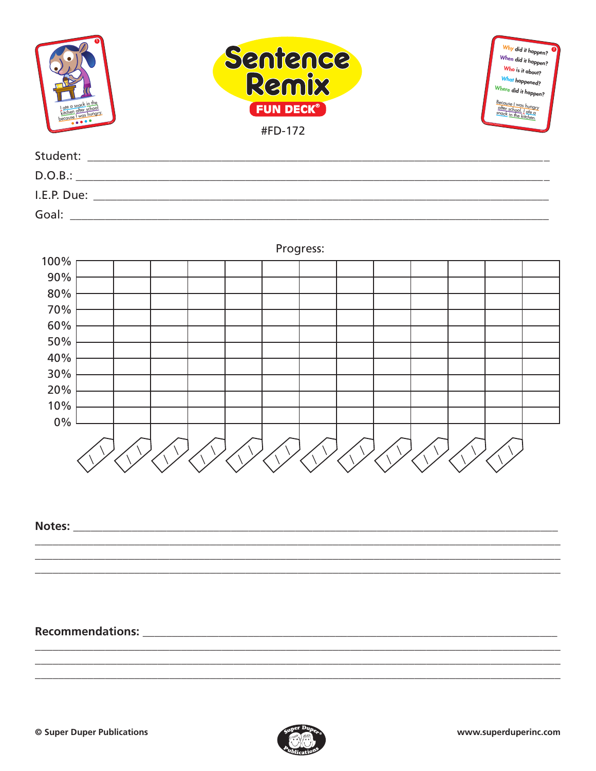# Sentence Remix

**FUN DECK®**

#FD-172

Student: ______________________________________________

D.O.B.: ______________________________________________

I.E.P. Due: ______________________________________________

Goal: ______________________________________________

Progress:

100%
90%
80%
70%
60%
50%
40%
30%
20%
10%
0%

**Notes:** ______________________________________________

______________________________________________

______________________________________________

______________________________________________

**Recommendations:** ______________________________________________

______________________________________________

______________________________________________

______________________________________________

© Super Duper Publications

www.superduperinc.com